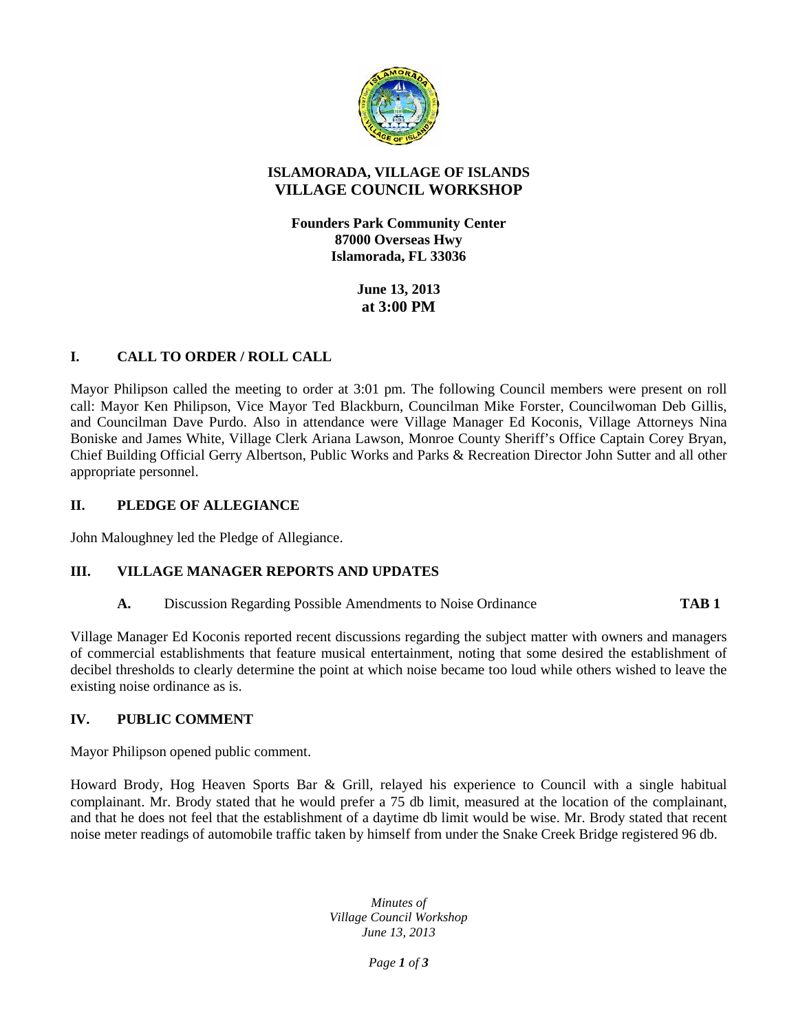# ISLAMORADA, VILLAGE OF ISLANDS
## VILLAGE COUNCIL WORKSHOP

**Founders Park Community Center**
**87000 Overseas Hwy**
**Islamorada, FL 33036**

**June 13, 2013**
**at 3:00 PM**

### I. CALL TO ORDER / ROLL CALL

Mayor Philipson called the meeting to order at 3:01 pm. The following Council members were present on roll call: Mayor Ken Philipson, Vice Mayor Ted Blackburn, Councilman Mike Forster, Councilwoman Deb Gillis, and Councilman Dave Purdo. Also in attendance were Village Manager Ed Koconis, Village Attorneys Nina Boniske and James White, Village Clerk Ariana Lawson, Monroe County Sheriff's Office Captain Corey Bryan, Chief Building Official Gerry Albertson, Public Works and Parks & Recreation Director John Sutter and all other appropriate personnel.

### II. PLEDGE OF ALLEGIANCE

John Maloughney led the Pledge of Allegiance.

### III. VILLAGE MANAGER REPORTS AND UPDATES

**A.** Discussion Regarding Possible Amendments to Noise Ordinance **TAB 1**

Village Manager Ed Koconis reported recent discussions regarding the subject matter with owners and managers of commercial establishments that feature musical entertainment, noting that some desired the establishment of decibel thresholds to clearly determine the point at which noise became too loud while others wished to leave the existing noise ordinance as is.

### IV. PUBLIC COMMENT

Mayor Philipson opened public comment.

Howard Brody, Hog Heaven Sports Bar & Grill, relayed his experience to Council with a single habitual complainant. Mr. Brody stated that he would prefer a 75 db limit, measured at the location of the complainant, and that he does not feel that the establishment of a daytime db limit would be wise. Mr. Brody stated that recent noise meter readings of automobile traffic taken by himself from under the Snake Creek Bridge registered 96 db.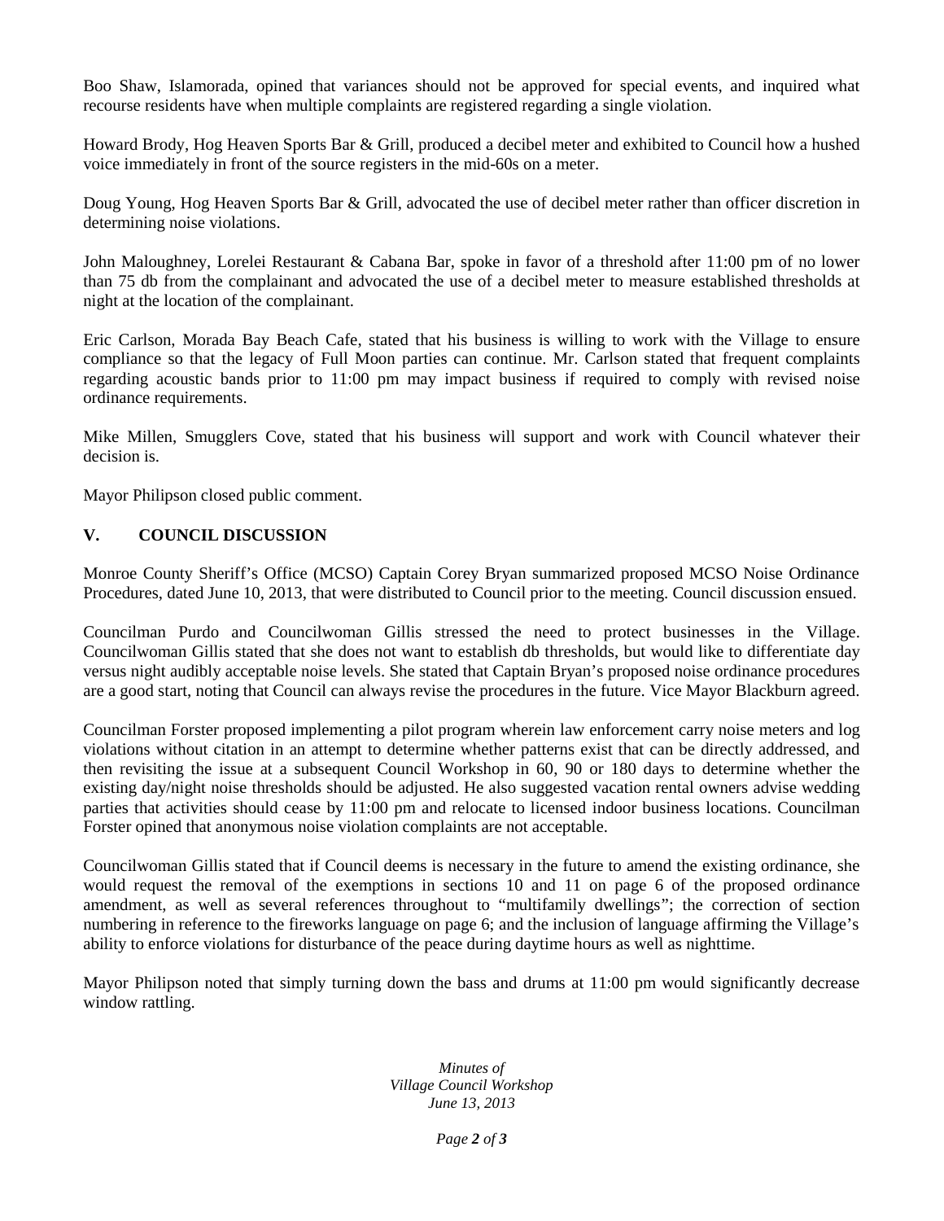Boo Shaw, Islamorada, opined that variances should not be approved for special events, and inquired what recourse residents have when multiple complaints are registered regarding a single violation.

Howard Brody, Hog Heaven Sports Bar & Grill, produced a decibel meter and exhibited to Council how a hushed voice immediately in front of the source registers in the mid-60s on a meter.

Doug Young, Hog Heaven Sports Bar & Grill, advocated the use of decibel meter rather than officer discretion in determining noise violations.

John Maloughney, Lorelei Restaurant & Cabana Bar, spoke in favor of a threshold after 11:00 pm of no lower than 75 db from the complainant and advocated the use of a decibel meter to measure established thresholds at night at the location of the complainant.

Eric Carlson, Morada Bay Beach Cafe, stated that his business is willing to work with the Village to ensure compliance so that the legacy of Full Moon parties can continue. Mr. Carlson stated that frequent complaints regarding acoustic bands prior to 11:00 pm may impact business if required to comply with revised noise ordinance requirements.

Mike Millen, Smugglers Cove, stated that his business will support and work with Council whatever their decision is.

Mayor Philipson closed public comment.

## V. COUNCIL DISCUSSION

Monroe County Sheriff's Office (MCSO) Captain Corey Bryan summarized proposed MCSO Noise Ordinance Procedures, dated June 10, 2013, that were distributed to Council prior to the meeting. Council discussion ensued.

Councilman Purdo and Councilwoman Gillis stressed the need to protect businesses in the Village. Councilwoman Gillis stated that she does not want to establish db thresholds, but would like to differentiate day versus night audibly acceptable noise levels. She stated that Captain Bryan's proposed noise ordinance procedures are a good start, noting that Council can always revise the procedures in the future. Vice Mayor Blackburn agreed.

Councilman Forster proposed implementing a pilot program wherein law enforcement carry noise meters and log violations without citation in an attempt to determine whether patterns exist that can be directly addressed, and then revisiting the issue at a subsequent Council Workshop in 60, 90 or 180 days to determine whether the existing day/night noise thresholds should be adjusted. He also suggested vacation rental owners advise wedding parties that activities should cease by 11:00 pm and relocate to licensed indoor business locations. Councilman Forster opined that anonymous noise violation complaints are not acceptable.

Councilwoman Gillis stated that if Council deems is necessary in the future to amend the existing ordinance, she would request the removal of the exemptions in sections 10 and 11 on page 6 of the proposed ordinance amendment, as well as several references throughout to "multifamily dwellings"; the correction of section numbering in reference to the fireworks language on page 6; and the inclusion of language affirming the Village's ability to enforce violations for disturbance of the peace during daytime hours as well as nighttime.

Mayor Philipson noted that simply turning down the bass and drums at 11:00 pm would significantly decrease window rattling.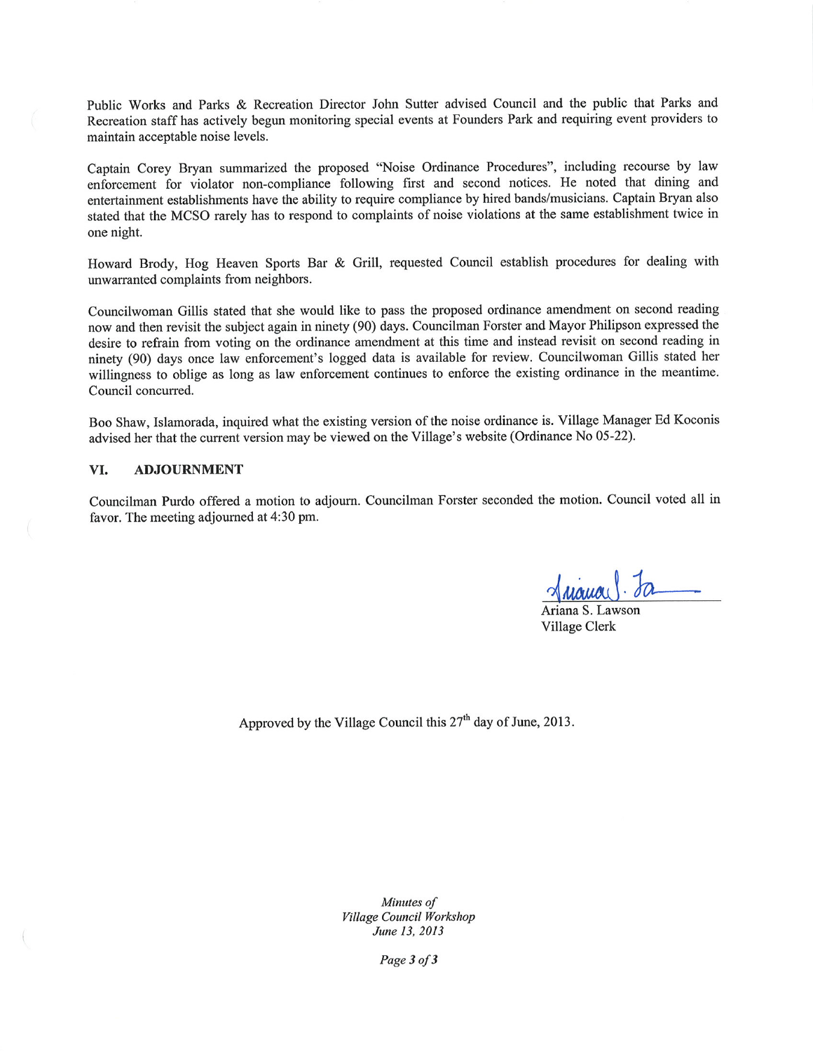Public Works and Parks & Recreation Director John Sutter advised Council and the public that Parks and Recreation staff has actively begun monitoring special events at Founders Park and requiring event providers to maintain acceptable noise levels.

Captain Corey Bryan summarized the proposed "Noise Ordinance Procedures", including recourse by law enforcement for violator non-compliance following first and second notices. He noted that dining and entertainment establishments have the ability to require compliance by hired bands/musicians. Captain Bryan also stated that the MCSO rarely has to respond to complaints of noise violations at the same establishment twice in one night.

Howard Brody, Hog Heaven Sports Bar & Grill, requested Council establish procedures for dealing with unwarranted complaints from neighbors.

Councilwoman Gillis stated that she would like to pass the proposed ordinance amendment on second reading now and then revisit the subject again in ninety (90) days. Councilman Forster and Mayor Philipson expressed the desire to refrain from voting on the ordinance amendment at this time and instead revisit on second reading in ninety (90) days once law enforcement's logged data is available for review. Councilwoman Gillis stated her willingness to oblige as long as law enforcement continues to enforce the existing ordinance in the meantime. Council concurred.

Boo Shaw, Islamorada, inquired what the existing version of the noise ordinance is. Village Manager Ed Koconis advised her that the current version may be viewed on the Village's website (Ordinance No 05-22).

## VI. ADJOURNMENT

Councilman Purdo offered a motion to adjourn. Councilman Forster seconded the motion. Council voted all in favor. The meeting adjourned at 4:30 pm.

Ariana S. Lawson
Village Clerk

Approved by the Village Council this 27th day of June, 2013.

*Minutes of*
*Village Council Workshop*
*June 13, 2013*